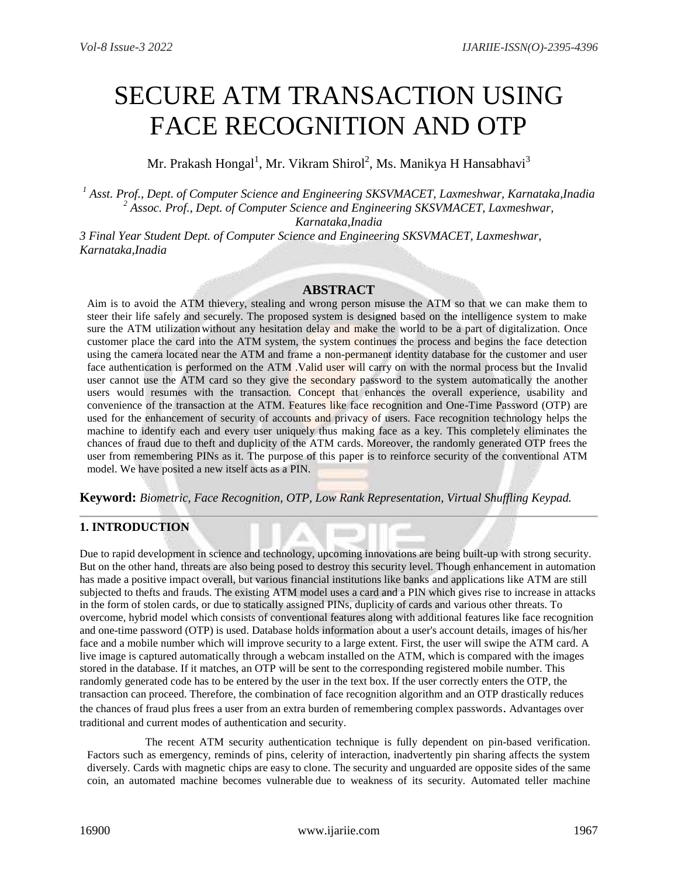# SECURE ATM TRANSACTION USING FACE RECOGNITION AND OTP

Mr. Prakash Hongal[1], Mr. Vikram Shirol[2], Ms. Manikya H Hansabhavi[3]

*[1] Asst. Prof., Dept. of Computer Science and Engineering SKSVMACET, Laxmeshwar, Karnataka,Inadia*
*[2] Assoc. Prof., Dept. of Computer Science and Engineering SKSVMACET, Laxmeshwar, Karnataka,Inadia*
*3 Final Year Student Dept. of Computer Science and Engineering SKSVMACET, Laxmeshwar, Karnataka,Inadia*

## ABSTRACT

Aim is to avoid the ATM thievery, stealing and wrong person misuse the ATM so that we can make them to steer their life safely and securely. The proposed system is designed based on the intelligence system to make sure the ATM utilization without any hesitation delay and make the world to be a part of digitalization. Once customer place the card into the ATM system, the system continues the process and begins the face detection using the camera located near the ATM and frame a non-permanent identity database for the customer and user face authentication is performed on the ATM .Valid user will carry on with the normal process but the Invalid user cannot use the ATM card so they give the secondary password to the system automatically the another users would resumes with the transaction. Concept that enhances the overall experience, usability and convenience of the transaction at the ATM. Features like face recognition and One-Time Password (OTP) are used for the enhancement of security of accounts and privacy of users. Face recognition technology helps the machine to identify each and every user uniquely thus making face as a key. This completely eliminates the chances of fraud due to theft and duplicity of the ATM cards. Moreover, the randomly generated OTP frees the user from remembering PINs as it. The purpose of this paper is to reinforce security of the conventional ATM model. We have posited a new itself acts as a PIN.

**Keyword:** *Biometric, Face Recognition, OTP, Low Rank Representation, Virtual Shuffling Keypad.*

## 1. INTRODUCTION

Due to rapid development in science and technology, upcoming innovations are being built-up with strong security. But on the other hand, threats are also being posed to destroy this security level. Though enhancement in automation has made a positive impact overall, but various financial institutions like banks and applications like ATM are still subjected to thefts and frauds. The existing ATM model uses a card and a PIN which gives rise to increase in attacks in the form of stolen cards, or due to statically assigned PINs, duplicity of cards and various other threats. To overcome, hybrid model which consists of conventional features along with additional features like face recognition and one-time password (OTP) is used. Database holds information about a user's account details, images of his/her face and a mobile number which will improve security to a large extent. First, the user will swipe the ATM card. A live image is captured automatically through a webcam installed on the ATM, which is compared with the images stored in the database. If it matches, an OTP will be sent to the corresponding registered mobile number. This randomly generated code has to be entered by the user in the text box. If the user correctly enters the OTP, the transaction can proceed. Therefore, the combination of face recognition algorithm and an OTP drastically reduces the chances of fraud plus frees a user from an extra burden of remembering complex passwords. Advantages over traditional and current modes of authentication and security.

The recent ATM security authentication technique is fully dependent on pin-based verification. Factors such as emergency, reminds of pins, celerity of interaction, inadvertently pin sharing affects the system diversely. Cards with magnetic chips are easy to clone. The security and unguarded are opposite sides of the same coin, an automated machine becomes vulnerable due to weakness of its security. Automated teller machine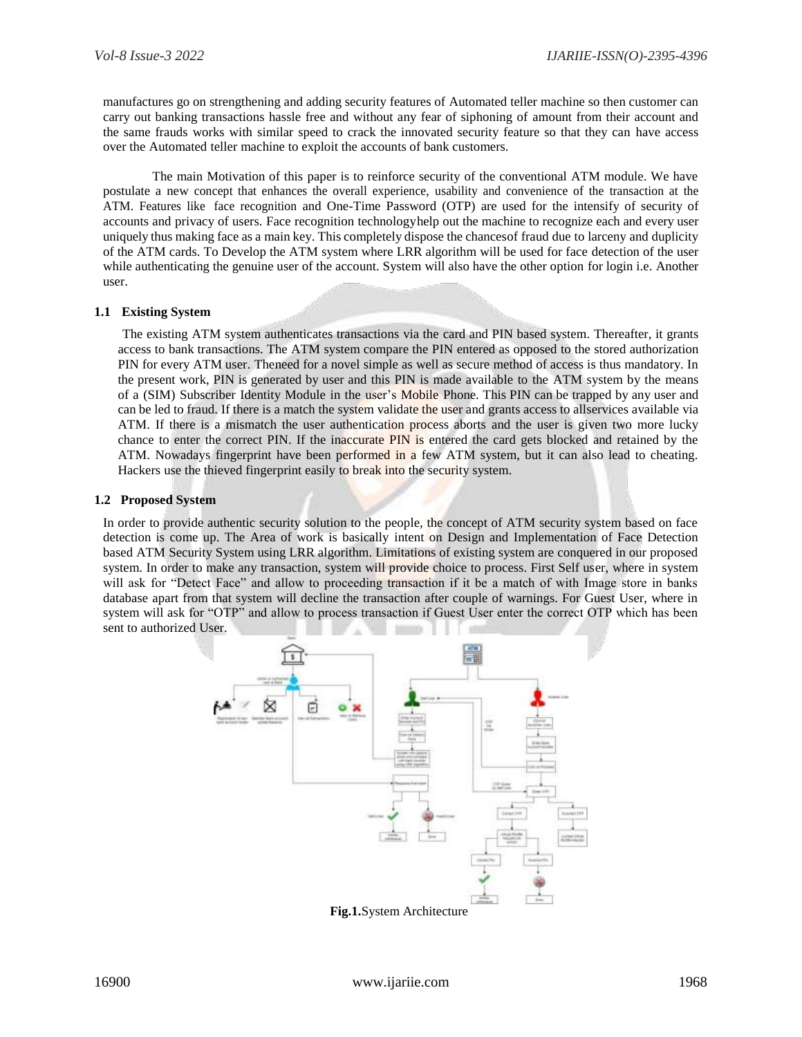manufactures go on strengthening and adding security features of Automated teller machine so then customer can carry out banking transactions hassle free and without any fear of siphoning of amount from their account and the same frauds works with similar speed to crack the innovated security feature so that they can have access over the Automated teller machine to exploit the accounts of bank customers.

The main Motivation of this paper is to reinforce security of the conventional ATM module. We have postulate a new concept that enhances the overall experience, usability and convenience of the transaction at the ATM. Features like face recognition and One-Time Password (OTP) are used for the intensify of security of accounts and privacy of users. Face recognition technologyhelp out the machine to recognize each and every user uniquely thus making face as a main key. This completely dispose the chancesof fraud due to larceny and duplicity of the ATM cards. To Develop the ATM system where LRR algorithm will be used for face detection of the user while authenticating the genuine user of the account. System will also have the other option for login i.e. Another user.

### 1.1 Existing System

The existing ATM system authenticates transactions via the card and PIN based system. Thereafter, it grants access to bank transactions. The ATM system compare the PIN entered as opposed to the stored authorization PIN for every ATM user. Theneed for a novel simple as well as secure method of access is thus mandatory. In the present work, PIN is generated by user and this PIN is made available to the ATM system by the means of a (SIM) Subscriber Identity Module in the user's Mobile Phone. This PIN can be trapped by any user and can be led to fraud. If there is a match the system validate the user and grants access to allservices available via ATM. If there is a mismatch the user authentication process aborts and the user is given two more lucky chance to enter the correct PIN. If the inaccurate PIN is entered the card gets blocked and retained by the ATM. Nowadays fingerprint have been performed in a few ATM system, but it can also lead to cheating. Hackers use the thieved fingerprint easily to break into the security system.

### 1.2 Proposed System

In order to provide authentic security solution to the people, the concept of ATM security system based on face detection is come up. The Area of work is basically intent on Design and Implementation of Face Detection based ATM Security System using LRR algorithm. Limitations of existing system are conquered in our proposed system. In order to make any transaction, system will provide choice to process. First Self user, where in system will ask for "Detect Face" and allow to proceeding transaction if it be a match of with Image store in banks database apart from that system will decline the transaction after couple of warnings. For Guest User, where in system will ask for "OTP" and allow to process transaction if Guest User enter the correct OTP which has been sent to authorized User.

**Fig.1.** System Architecture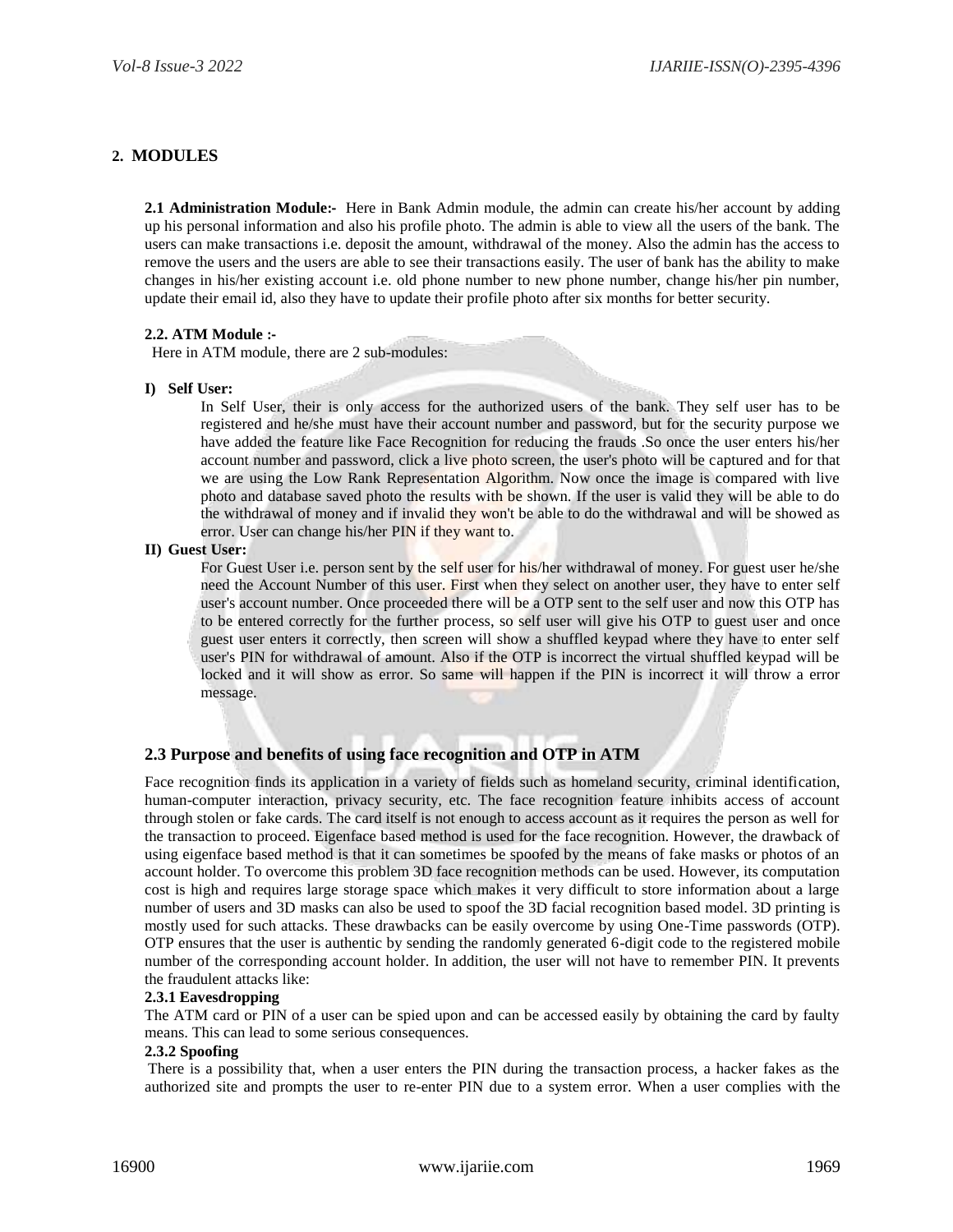## 2. MODULES

**2.1 Administration Module:-** Here in Bank Admin module, the admin can create his/her account by adding up his personal information and also his profile photo. The admin is able to view all the users of the bank. The users can make transactions i.e. deposit the amount, withdrawal of the money. Also the admin has the access to remove the users and the users are able to see their transactions easily. The user of bank has the ability to make changes in his/her existing account i.e. old phone number to new phone number, change his/her pin number, update their email id, also they have to update their profile photo after six months for better security.

**2.2. ATM Module :-**

Here in ATM module, there are 2 sub-modules:

**I) Self User:**

In Self User, their is only access for the authorized users of the bank. They self user has to be registered and he/she must have their account number and password, but for the security purpose we have added the feature like Face Recognition for reducing the frauds .So once the user enters his/her account number and password, click a live photo screen, the user's photo will be captured and for that we are using the Low Rank Representation Algorithm. Now once the image is compared with live photo and database saved photo the results with be shown. If the user is valid they will be able to do the withdrawal of money and if invalid they won't be able to do the withdrawal and will be showed as error. User can change his/her PIN if they want to.

**II) Guest User:**

For Guest User i.e. person sent by the self user for his/her withdrawal of money. For guest user he/she need the Account Number of this user. First when they select on another user, they have to enter self user's account number. Once proceeded there will be a OTP sent to the self user and now this OTP has to be entered correctly for the further process, so self user will give his OTP to guest user and once guest user enters it correctly, then screen will show a shuffled keypad where they have to enter self user's PIN for withdrawal of amount. Also if the OTP is incorrect the virtual shuffled keypad will be locked and it will show as error. So same will happen if the PIN is incorrect it will throw a error message.

### 2.3 Purpose and benefits of using face recognition and OTP in ATM

Face recognition finds its application in a variety of fields such as homeland security, criminal identification, human-computer interaction, privacy security, etc. The face recognition feature inhibits access of account through stolen or fake cards. The card itself is not enough to access account as it requires the person as well for the transaction to proceed. Eigenface based method is used for the face recognition. However, the drawback of using eigenface based method is that it can sometimes be spoofed by the means of fake masks or photos of an account holder. To overcome this problem 3D face recognition methods can be used. However, its computation cost is high and requires large storage space which makes it very difficult to store information about a large number of users and 3D masks can also be used to spoof the 3D facial recognition based model. 3D printing is mostly used for such attacks. These drawbacks can be easily overcome by using One-Time passwords (OTP). OTP ensures that the user is authentic by sending the randomly generated 6-digit code to the registered mobile number of the corresponding account holder. In addition, the user will not have to remember PIN. It prevents the fraudulent attacks like:

**2.3.1 Eavesdropping**

The ATM card or PIN of a user can be spied upon and can be accessed easily by obtaining the card by faulty means. This can lead to some serious consequences.

**2.3.2 Spoofing**

There is a possibility that, when a user enters the PIN during the transaction process, a hacker fakes as the authorized site and prompts the user to re-enter PIN due to a system error. When a user complies with the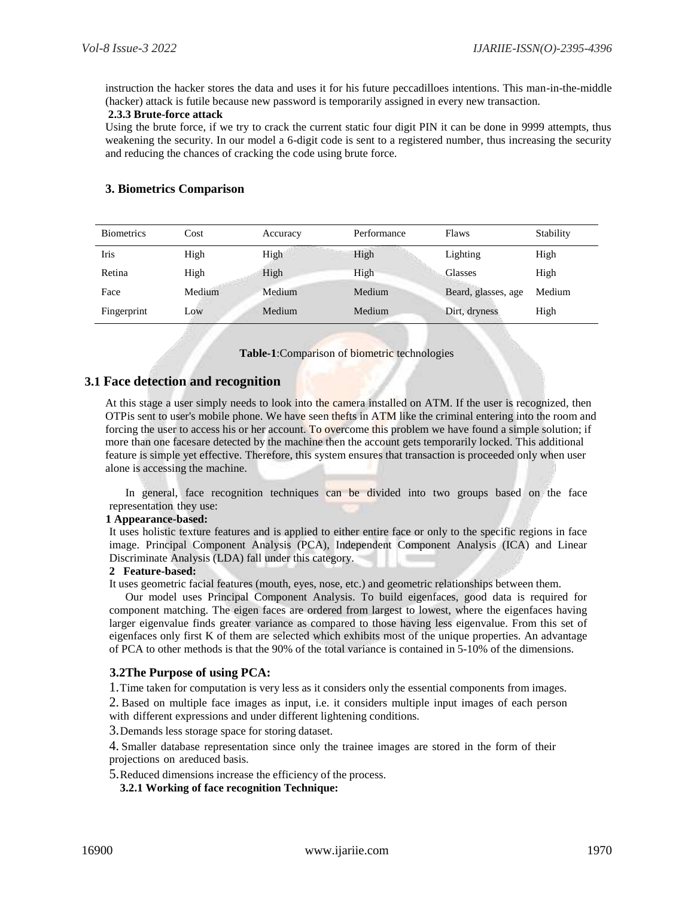instruction the hacker stores the data and uses it for his future peccadilloes intentions. This man-in-the-middle (hacker) attack is futile because new password is temporarily assigned in every new transaction.

**2.3.3 Brute-force attack**

Using the brute force, if we try to crack the current static four digit PIN it can be done in 9999 attempts, thus weakening the security. In our model a 6-digit code is sent to a registered number, thus increasing the security and reducing the chances of cracking the code using brute force.

## 3. Biometrics Comparison

| Biometrics | Cost | Accuracy | Performance | Flaws | Stability |
|---|---|---|---|---|---|
| Iris | High | High | High | Lighting | High |
| Retina | High | High | High | Glasses | High |
| Face | Medium | Medium | Medium | Beard, glasses, age | Medium |
| Fingerprint | Low | Medium | Medium | Dirt, dryness | High |

**Table-1**:Comparison of biometric technologies

### 3.1 Face detection and recognition

At this stage a user simply needs to look into the camera installed on ATM. If the user is recognized, then OTPis sent to user's mobile phone. We have seen thefts in ATM like the criminal entering into the room and forcing the user to access his or her account. To overcome this problem we have found a simple solution; if more than one facesare detected by the machine then the account gets temporarily locked. This additional feature is simple yet effective. Therefore, this system ensures that transaction is proceeded only when user alone is accessing the machine.

In general, face recognition techniques can be divided into two groups based on the face representation they use:

**1 Appearance-based:**

It uses holistic texture features and is applied to either entire face or only to the specific regions in face image. Principal Component Analysis (PCA), Independent Component Analysis (ICA) and Linear Discriminate Analysis (LDA) fall under this category.

**2 Feature-based:**

It uses geometric facial features (mouth, eyes, nose, etc.) and geometric relationships between them.

Our model uses Principal Component Analysis. To build eigenfaces, good data is required for component matching. The eigen faces are ordered from largest to lowest, where the eigenfaces having larger eigenvalue finds greater variance as compared to those having less eigenvalue. From this set of eigenfaces only first K of them are selected which exhibits most of the unique properties. An advantage of PCA to other methods is that the 90% of the total variance is contained in 5-10% of the dimensions.

### 3.2The Purpose of using PCA:

1. Time taken for computation is very less as it considers only the essential components from images.
2. Based on multiple face images as input, i.e. it considers multiple input images of each person with different expressions and under different lightening conditions.
3. Demands less storage space for storing dataset.
4. Smaller database representation since only the trainee images are stored in the form of their projections on areduced basis.
5. Reduced dimensions increase the efficiency of the process.

**3.2.1 Working of face recognition Technique:**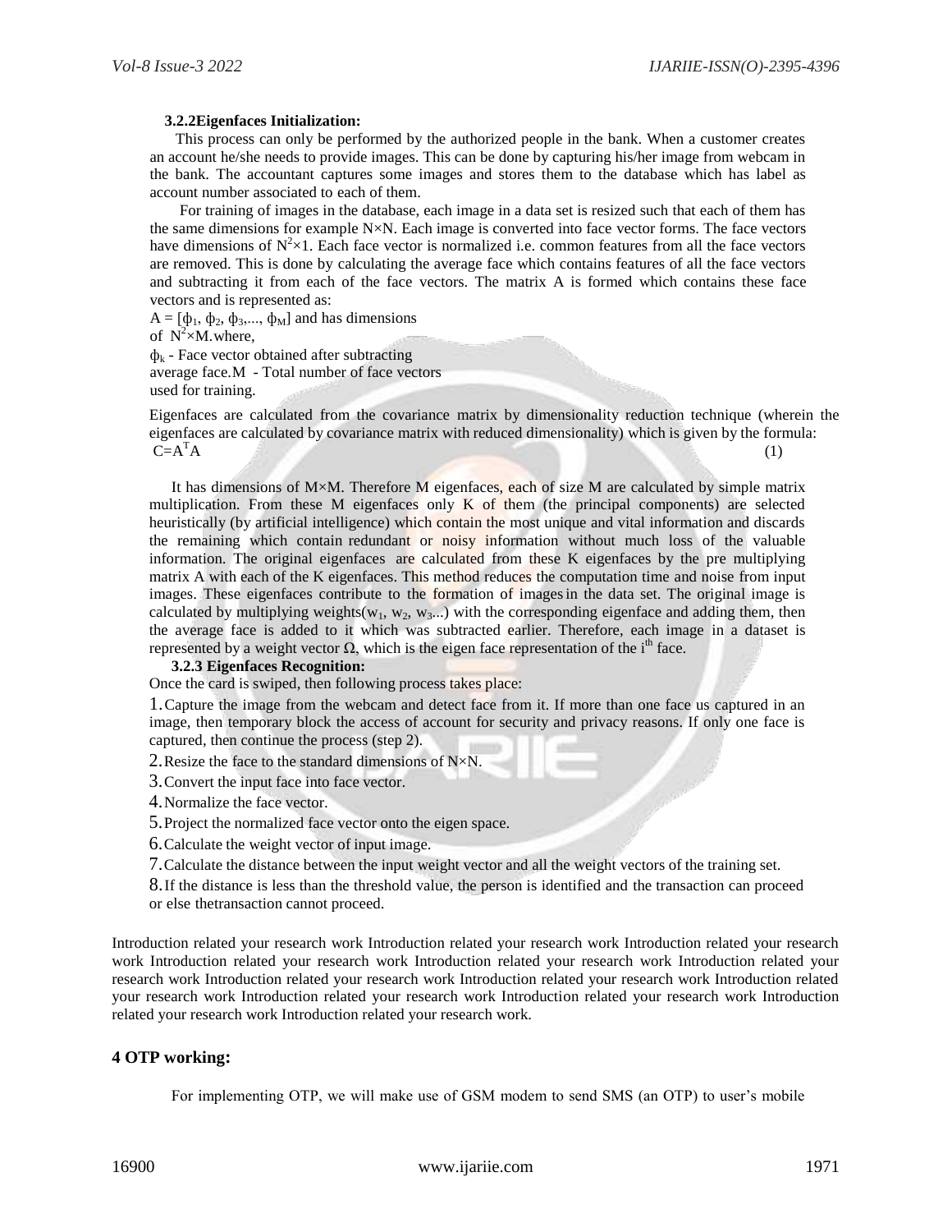### 3.2.2Eigenfaces Initialization:

This process can only be performed by the authorized people in the bank. When a customer creates an account he/she needs to provide images. This can be done by capturing his/her image from webcam in the bank. The accountant captures some images and stores them to the database which has label as account number associated to each of them.

For training of images in the database, each image in a data set is resized such that each of them has the same dimensions for example N×N. Each image is converted into face vector forms. The face vectors have dimensions of $N^2 \times 1$. Each face vector is normalized i.e. common features from all the face vectors are removed. This is done by calculating the average face which contains features of all the face vectors and subtracting it from each of the face vectors. The matrix A is formed which contains these face vectors and is represented as:

$A = [\phi_1, \phi_2, \phi_3, ..., \phi_M]$ and has dimensions of $N^2 \times M$. where,

$\phi_k$ - Face vector obtained after subtracting average face. M - Total number of face vectors used for training.

Eigenfaces are calculated from the covariance matrix by dimensionality reduction technique (wherein the eigenfaces are calculated by covariance matrix with reduced dimensionality) which is given by the formula:

$$C = A^T A \quad (1)$$

It has dimensions of M×M. Therefore M eigenfaces, each of size M are calculated by simple matrix multiplication. From these M eigenfaces only K of them (the principal components) are selected heuristically (by artificial intelligence) which contain the most unique and vital information and discards the remaining which contain redundant or noisy information without much loss of the valuable information. The original eigenfaces are calculated from these K eigenfaces by the pre multiplying matrix A with each of the K eigenfaces. This method reduces the computation time and noise from input images. These eigenfaces contribute to the formation of images in the data set. The original image is calculated by multiplying weights($w_1$, $w_2$, $w_3$...) with the corresponding eigenface and adding them, then the average face is added to it which was subtracted earlier. Therefore, each image in a dataset is represented by a weight vector $\Omega$, which is the eigen face representation of the i[th] face.

### 3.2.3 Eigenfaces Recognition:

Once the card is swiped, then following process takes place:

1. Capture the image from the webcam and detect face from it. If more than one face us captured in an image, then temporary block the access of account for security and privacy reasons. If only one face is captured, then continue the process (step 2).
2. Resize the face to the standard dimensions of N×N.
3. Convert the input face into face vector.
4. Normalize the face vector.
5. Project the normalized face vector onto the eigen space.
6. Calculate the weight vector of input image.
7. Calculate the distance between the input weight vector and all the weight vectors of the training set.
8. If the distance is less than the threshold value, the person is identified and the transaction can proceed or else thetransaction cannot proceed.

Introduction related your research work Introduction related your research work Introduction related your research work Introduction related your research work Introduction related your research work Introduction related your research work Introduction related your research work Introduction related your research work Introduction related your research work Introduction related your research work Introduction related your research work Introduction related your research work Introduction related your research work.

## 4 OTP working:

For implementing OTP, we will make use of GSM modem to send SMS (an OTP) to user's mobile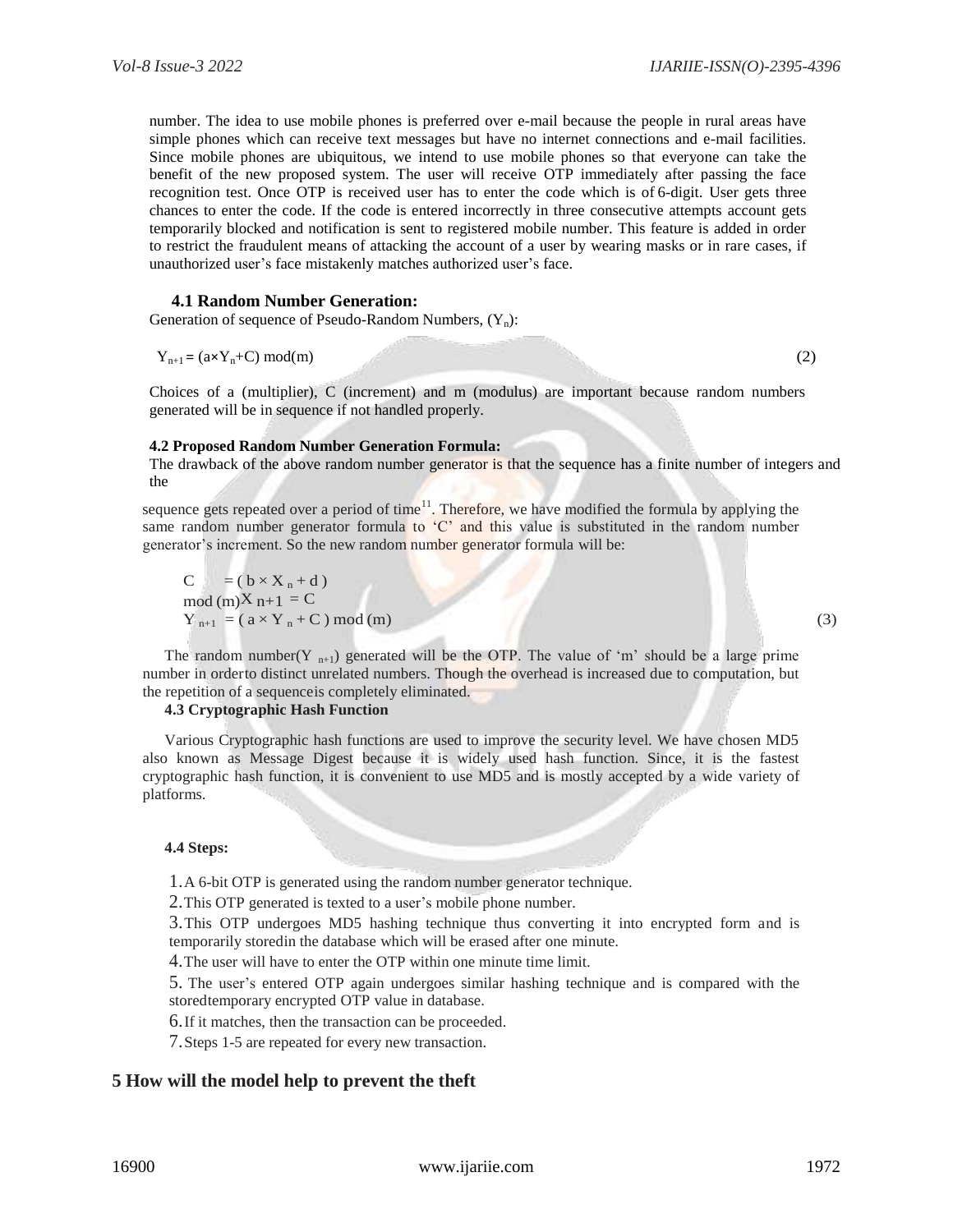number. The idea to use mobile phones is preferred over e-mail because the people in rural areas have simple phones which can receive text messages but have no internet connections and e-mail facilities. Since mobile phones are ubiquitous, we intend to use mobile phones so that everyone can take the benefit of the new proposed system. The user will receive OTP immediately after passing the face recognition test. Once OTP is received user has to enter the code which is of 6-digit. User gets three chances to enter the code. If the code is entered incorrectly in three consecutive attempts account gets temporarily blocked and notification is sent to registered mobile number. This feature is added in order to restrict the fraudulent means of attacking the account of a user by wearing masks or in rare cases, if unauthorized user's face mistakenly matches authorized user's face.

### 4.1 Random Number Generation:

Generation of sequence of Pseudo-Random Numbers, $(Y_n)$:

$$Y_{n+1} = (a \times Y_n + C) \bmod (m) \tag{2}$$

Choices of a (multiplier), C (increment) and m (modulus) are important because random numbers generated will be in sequence if not handled properly.

### 4.2 Proposed Random Number Generation Formula:

The drawback of the above random number generator is that the sequence has a finite number of integers and the sequence gets repeated over a period of time[11]. Therefore, we have modified the formula by applying the same random number generator formula to 'C' and this value is substituted in the random number generator's increment. So the new random number generator formula will be:

$$C = (b \times X_n + d) \bmod (m)$$
$$X_{n+1} = C$$
$$Y_{n+1} = (a \times Y_n + C) \bmod (m) \tag{3}$$

The random number$(Y_{n+1})$ generated will be the OTP. The value of 'm' should be a large prime number in orderto distinct unrelated numbers. Though the overhead is increased due to computation, but the repetition of a sequenceis completely eliminated.

### 4.3 Cryptographic Hash Function

Various Cryptographic hash functions are used to improve the security level. We have chosen MD5 also known as Message Digest because it is widely used hash function. Since, it is the fastest cryptographic hash function, it is convenient to use MD5 and is mostly accepted by a wide variety of platforms.

### 4.4 Steps:

1. A 6-bit OTP is generated using the random number generator technique.
2. This OTP generated is texted to a user's mobile phone number.
3. This OTP undergoes MD5 hashing technique thus converting it into encrypted form and is temporarily storedin the database which will be erased after one minute.
4. The user will have to enter the OTP within one minute time limit.
5. The user's entered OTP again undergoes similar hashing technique and is compared with the storedtemporary encrypted OTP value in database.
6. If it matches, then the transaction can be proceeded.
7. Steps 1-5 are repeated for every new transaction.

## 5 How will the model help to prevent the theft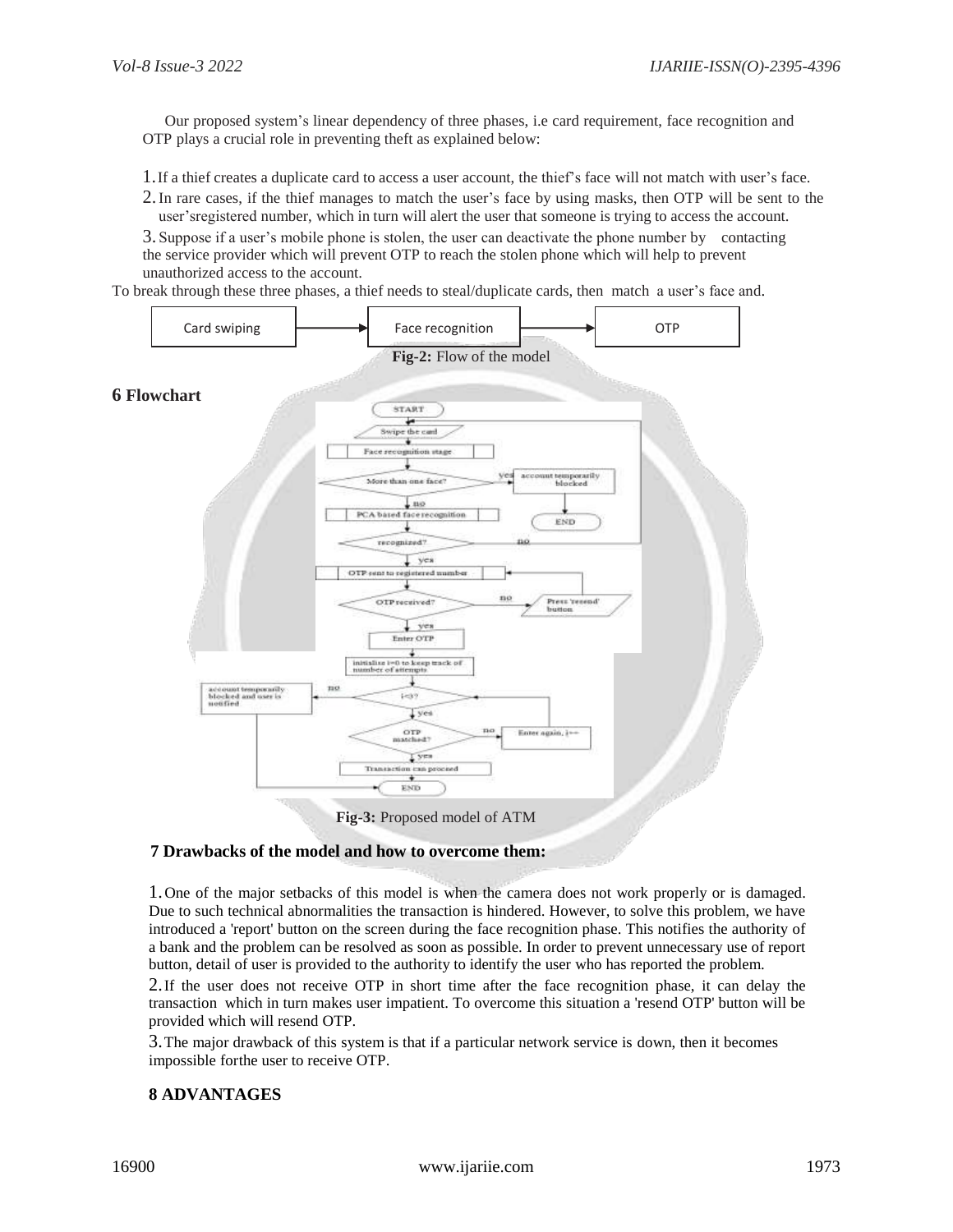Our proposed system's linear dependency of three phases, i.e card requirement, face recognition and OTP plays a crucial role in preventing theft as explained below:

1. If a thief creates a duplicate card to access a user account, the thief's face will not match with user's face.
2. In rare cases, if the thief manages to match the user's face by using masks, then OTP will be sent to the user'sregistered number, which in turn will alert the user that someone is trying to access the account.
3. Suppose if a user's mobile phone is stolen, the user can deactivate the phone number by contacting the service provider which will prevent OTP to reach the stolen phone which will help to prevent unauthorized access to the account.

To break through these three phases, a thief needs to steal/duplicate cards, then match a user's face and.

Card swiping → Face recognition → OTP

**Fig-2:** Flow of the model

## 6 Flowchart

**Fig-3:** Proposed model of ATM

## 7 Drawbacks of the model and how to overcome them:

1. One of the major setbacks of this model is when the camera does not work properly or is damaged. Due to such technical abnormalities the transaction is hindered. However, to solve this problem, we have introduced a 'report' button on the screen during the face recognition phase. This notifies the authority of a bank and the problem can be resolved as soon as possible. In order to prevent unnecessary use of report button, detail of user is provided to the authority to identify the user who has reported the problem.
2. If the user does not receive OTP in short time after the face recognition phase, it can delay the transaction which in turn makes user impatient. To overcome this situation a 'resend OTP' button will be provided which will resend OTP.
3. The major drawback of this system is that if a particular network service is down, then it becomes impossible forthe user to receive OTP.

## 8 ADVANTAGES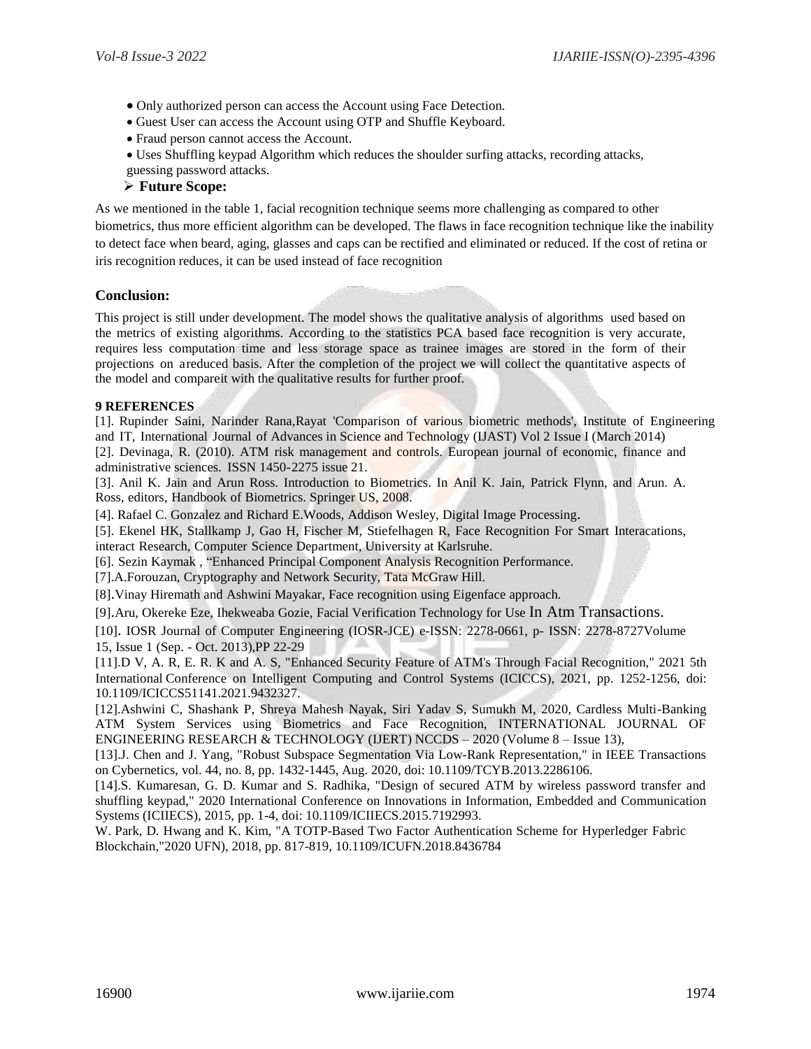- Only authorized person can access the Account using Face Detection.
- Guest User can access the Account using OTP and Shuffle Keyboard.
- Fraud person cannot access the Account.
- Uses Shuffling keypad Algorithm which reduces the shoulder surfing attacks, recording attacks, guessing password attacks.

### ➢ Future Scope:

As we mentioned in the table 1, facial recognition technique seems more challenging as compared to other biometrics, thus more efficient algorithm can be developed. The flaws in face recognition technique like the inability to detect face when beard, aging, glasses and caps can be rectified and eliminated or reduced. If the cost of retina or iris recognition reduces, it can be used instead of face recognition

## Conclusion:

This project is still under development. The model shows the qualitative analysis of algorithms used based on the metrics of existing algorithms. According to the statistics PCA based face recognition is very accurate, requires less computation time and less storage space as trainee images are stored in the form of their projections on areduced basis. After the completion of the project we will collect the quantitative aspects of the model and compareit with the qualitative results for further proof.

## 9 REFERENCES

[1]. Rupinder Saini, Narinder Rana,Rayat 'Comparison of various biometric methods', Institute of Engineering and IT, International Journal of Advances in Science and Technology (IJAST) Vol 2 Issue I (March 2014)

[2]. Devinaga, R. (2010). ATM risk management and controls. European journal of economic, finance and administrative sciences. ISSN 1450-2275 issue 21.

[3]. Anil K. Jain and Arun Ross. Introduction to Biometrics. In Anil K. Jain, Patrick Flynn, and Arun. A. Ross, editors, Handbook of Biometrics. Springer US, 2008.

[4]. Rafael C. Gonzalez and Richard E.Woods, Addison Wesley, Digital Image Processing.

[5]. Ekenel HK, Stallkamp J, Gao H, Fischer M, Stiefelhagen R, Face Recognition For Smart Interacations, interact Research, Computer Science Department, University at Karlsruhe.

[6]. Sezin Kaymak , "Enhanced Principal Component Analysis Recognition Performance.

[7].A.Forouzan, Cryptography and Network Security, Tata McGraw Hill.

[8].Vinay Hiremath and Ashwini Mayakar, Face recognition using Eigenface approach.

[9].Aru, Okereke Eze, Ihekweaba Gozie, Facial Verification Technology for Use In Atm Transactions.

[10]. IOSR Journal of Computer Engineering (IOSR-JCE) e-ISSN: 2278-0661, p- ISSN: 2278-8727Volume 15, Issue 1 (Sep. - Oct. 2013),PP 22-29

[11].D V, A. R, E. R. K and A. S, "Enhanced Security Feature of ATM's Through Facial Recognition," 2021 5th International Conference on Intelligent Computing and Control Systems (ICICCS), 2021, pp. 1252-1256, doi: 10.1109/ICICCS51141.2021.9432327.

[12].Ashwini C, Shashank P, Shreya Mahesh Nayak, Siri Yadav S, Sumukh M, 2020, Cardless Multi-Banking ATM System Services using Biometrics and Face Recognition, INTERNATIONAL JOURNAL OF ENGINEERING RESEARCH & TECHNOLOGY (IJERT) NCCDS – 2020 (Volume 8 – Issue 13),

[13].J. Chen and J. Yang, "Robust Subspace Segmentation Via Low-Rank Representation," in IEEE Transactions on Cybernetics, vol. 44, no. 8, pp. 1432-1445, Aug. 2020, doi: 10.1109/TCYB.2013.2286106.

[14].S. Kumaresan, G. D. Kumar and S. Radhika, "Design of secured ATM by wireless password transfer and shuffling keypad," 2020 International Conference on Innovations in Information, Embedded and Communication Systems (ICIIECS), 2015, pp. 1-4, doi: 10.1109/ICIIECS.2015.7192993.

W. Park, D. Hwang and K. Kim, "A TOTP-Based Two Factor Authentication Scheme for Hyperledger Fabric Blockchain,"2020 UFN), 2018, pp. 817-819, 10.1109/ICUFN.2018.8436784